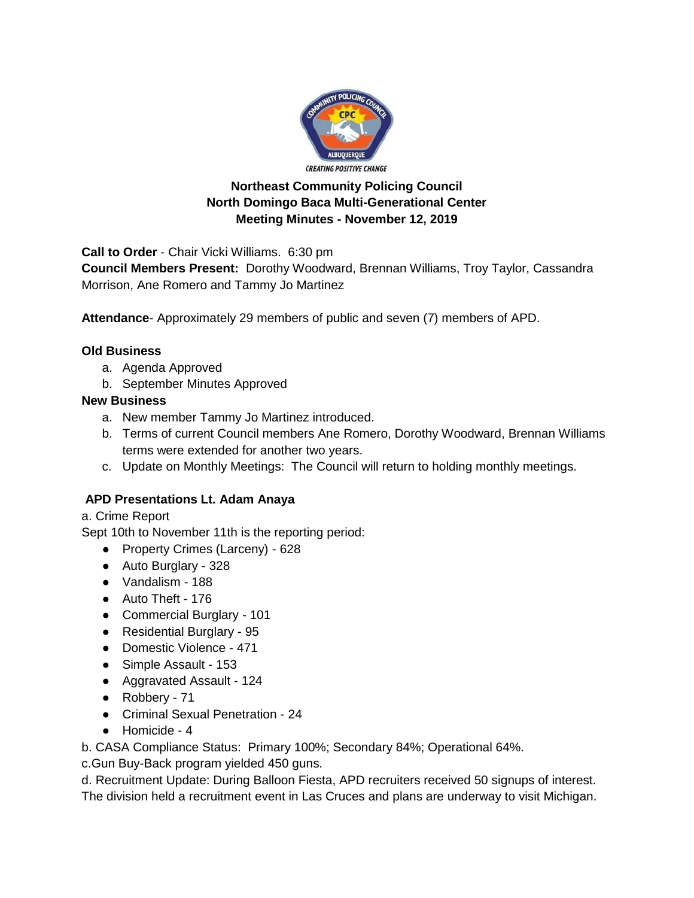**Northeast Community Policing Council**
**North Domingo Baca Multi-Generational Center**
**Meeting Minutes - November 12, 2019**

**Call to Order** - Chair Vicki Williams. 6:30 pm
**Council Members Present:** Dorothy Woodward, Brennan Williams, Troy Taylor, Cassandra Morrison, Ane Romero and Tammy Jo Martinez

**Attendance**- Approximately 29 members of public and seven (7) members of APD.

**Old Business**

a. Agenda Approved
b. September Minutes Approved

**New Business**

a. New member Tammy Jo Martinez introduced.
b. Terms of current Council members Ane Romero, Dorothy Woodward, Brennan Williams terms were extended for another two years.
c. Update on Monthly Meetings: The Council will return to holding monthly meetings.

**APD Presentations Lt. Adam Anaya**

a. Crime Report

Sept 10th to November 11th is the reporting period:

- Property Crimes (Larceny) - 628
- Auto Burglary - 328
- Vandalism - 188
- Auto Theft - 176
- Commercial Burglary - 101
- Residential Burglary - 95
- Domestic Violence - 471
- Simple Assault - 153
- Aggravated Assault - 124
- Robbery - 71
- Criminal Sexual Penetration - 24
- Homicide - 4

b. CASA Compliance Status: Primary 100%; Secondary 84%; Operational 64%.

c.Gun Buy-Back program yielded 450 guns.

d. Recruitment Update: During Balloon Fiesta, APD recruiters received 50 signups of interest. The division held a recruitment event in Las Cruces and plans are underway to visit Michigan.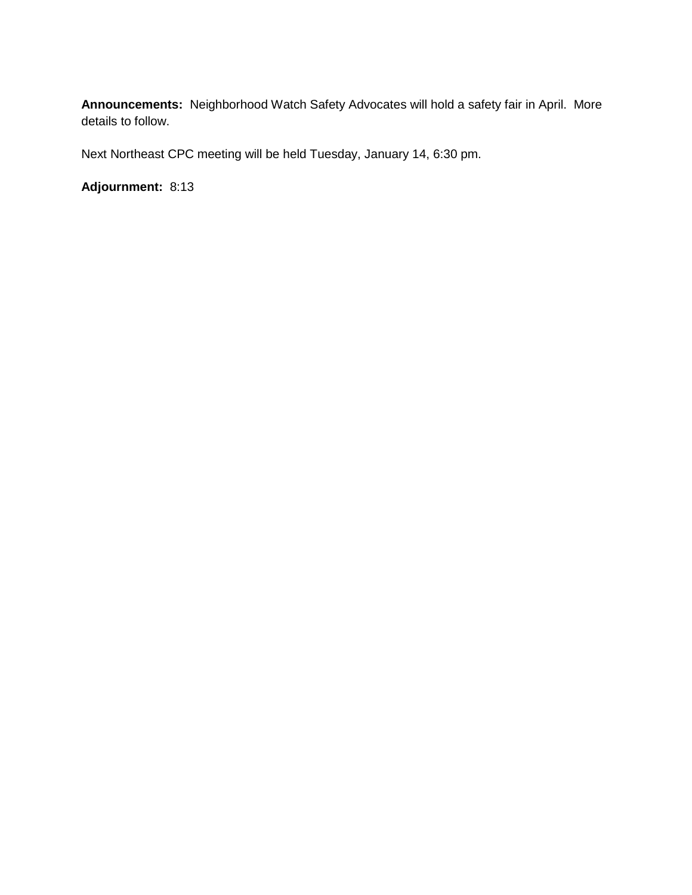**Announcements:** Neighborhood Watch Safety Advocates will hold a safety fair in April. More details to follow.

Next Northeast CPC meeting will be held Tuesday, January 14, 6:30 pm.

**Adjournment:** 8:13